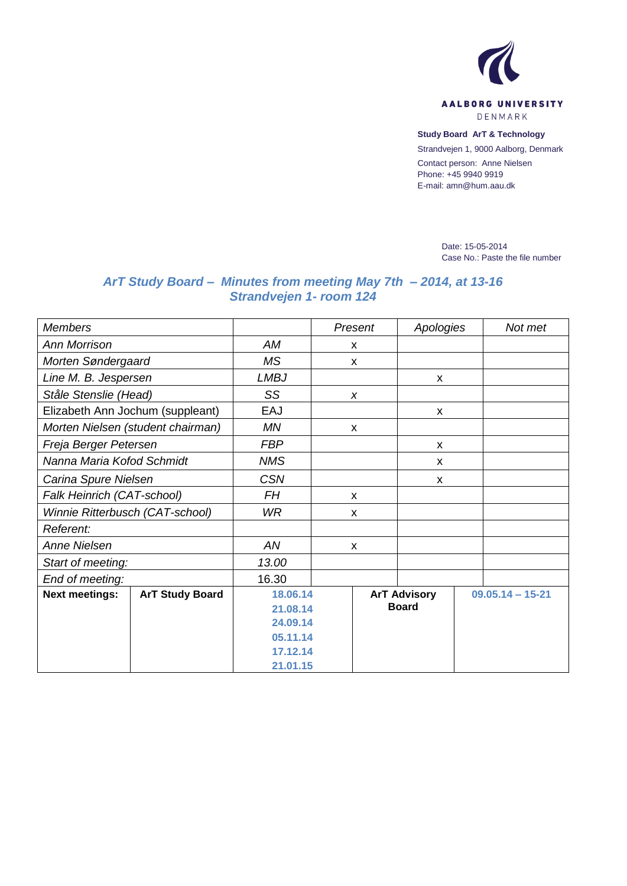**AALBORG UNIVERSITY**
DENMARK

**Study Board ArT & Technology**
Strandvejen 1, 9000 Aalborg, Denmark
Contact person: Anne Nielsen
Phone: +45 9940 9919
E-mail: amn@hum.aau.dk

Date: 15-05-2014
Case No.: Paste the file number

## *ArT Study Board – Minutes from meeting May 7th – 2014, at 13-16 Strandvejen 1- room 124*

| *Members* | | *Present* | *Apologies* | *Not met* |
|---|---|---|---|---|
| *Ann Morrison* | *AM* | x | | |
| *Morten Søndergaard* | *MS* | x | | |
| *Line M. B. Jespersen* | *LMBJ* | | x | |
| *Ståle Stenslie (Head)* | *SS* | *x* | | |
| Elizabeth Ann Jochum (suppleant) | EAJ | | x | |
| *Morten Nielsen (student chairman)* | *MN* | x | | |
| *Freja Berger Petersen* | *FBP* | | x | |
| *Nanna Maria Kofod Schmidt* | *NMS* | | x | |
| *Carina Spure Nielsen* | *CSN* | | x | |
| *Falk Heinrich (CAT-school)* | *FH* | x | | |
| *Winnie Ritterbusch (CAT-school)* | *WR* | x | | |
| *Referent:* | | | | |
| *Anne Nielsen* | *AN* | x | | |
| *Start of meeting:* | *13.00* | | | |
| *End of meeting:* | 16.30 | | | |

| **Next meetings:** | **ArT Study Board** | **Dates** | **ArT Advisory Board** | **Date** |
|---|---|---|---|---|
| | | **18.06.14**<br>**21.08.14**<br>**24.09.14**<br>**05.11.14**<br>**17.12.14**<br>**21.01.15** | | **09.05.14 – 15-21** |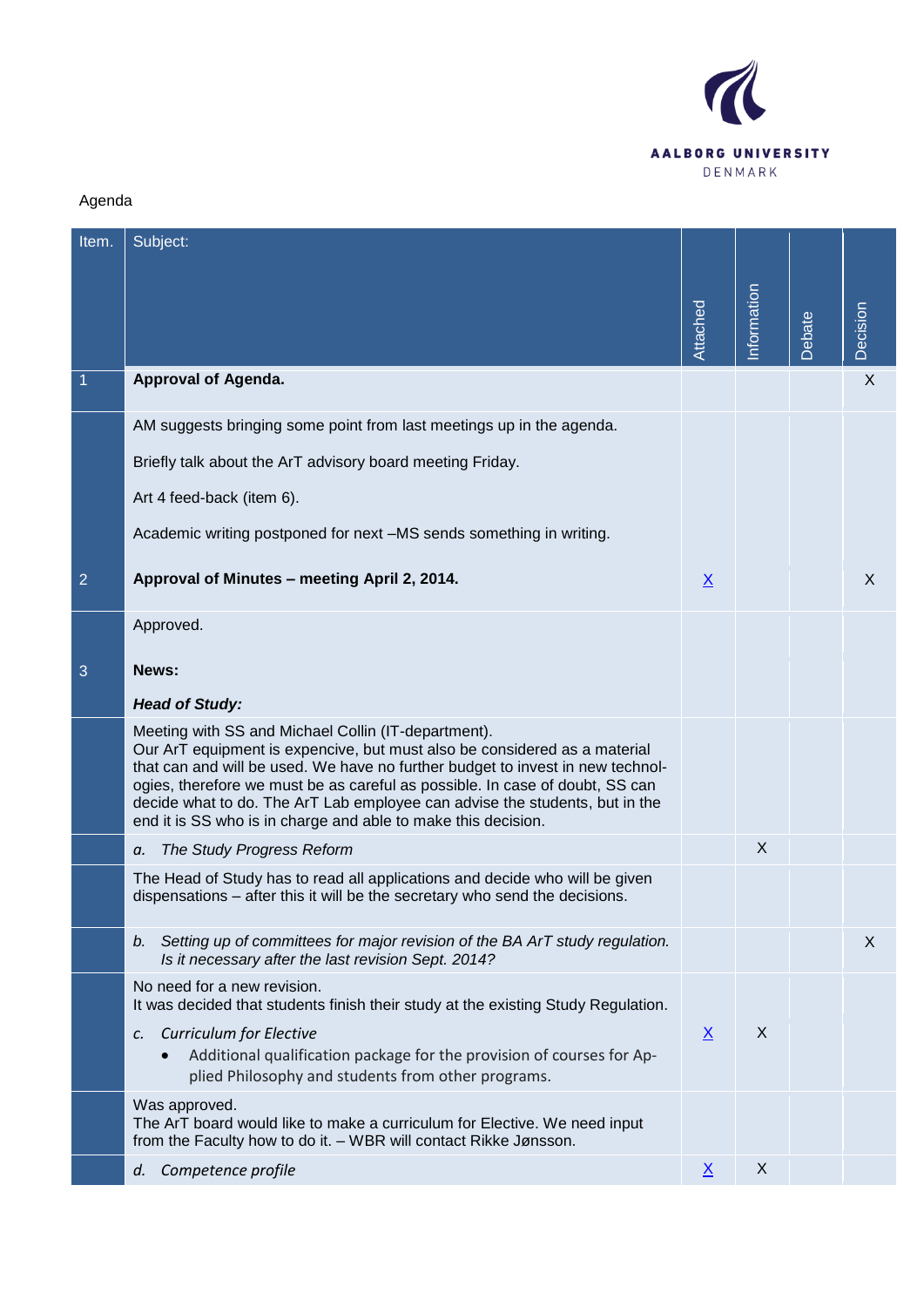Agenda

| Item. | Subject: | Attached | Information | Debate | Decision |
|---|---|---|---|---|---|
| 1 | **Approval of Agenda.** | | | | X |
| | AM suggests bringing some point from last meetings up in the agenda.<br><br>Briefly talk about the ArT advisory board meeting Friday.<br><br>Art 4 feed-back (item 6).<br><br>Academic writing postponed for next –MS sends something in writing. | | | | |
| 2 | **Approval of Minutes – meeting April 2, 2014.** | X | | | X |
| | Approved. | | | | |
| 3 | **News:**<br><br>***Head of Study:*** | | | | |
| | Meeting with SS and Michael Collin (IT-department).<br>Our ArT equipment is expencive, but must also be considered as a material that can and will be used. We have no further budget to invest in new technologies, therefore we must be as careful as possible. In case of doubt, SS can decide what to do. The ArT Lab employee can advise the students, but in the end it is SS who is in charge and able to make this decision. | | | | |
| | *a. The Study Progress Reform* | | X | | |
| | The Head of Study has to read all applications and decide who will be given dispensations – after this it will be the secretary who send the decisions. | | | | |
| | *b. Setting up of committees for major revision of the BA ArT study regulation. Is it necessary after the last revision Sept. 2014?* | | | | X |
| | No need for a new revision.<br>It was decided that students finish their study at the existing Study Regulation.<br><br>*c. Curriculum for Elective*<br>• Additional qualification package for the provision of courses for Applied Philosophy and students from other programs. | X | X | | |
| | Was approved.<br>The ArT board would like to make a curriculum for Elective. We need input from the Faculty how to do it. – WBR will contact Rikke Jønsson. | | | | |
| | *d. Competence profile* | X | X | | |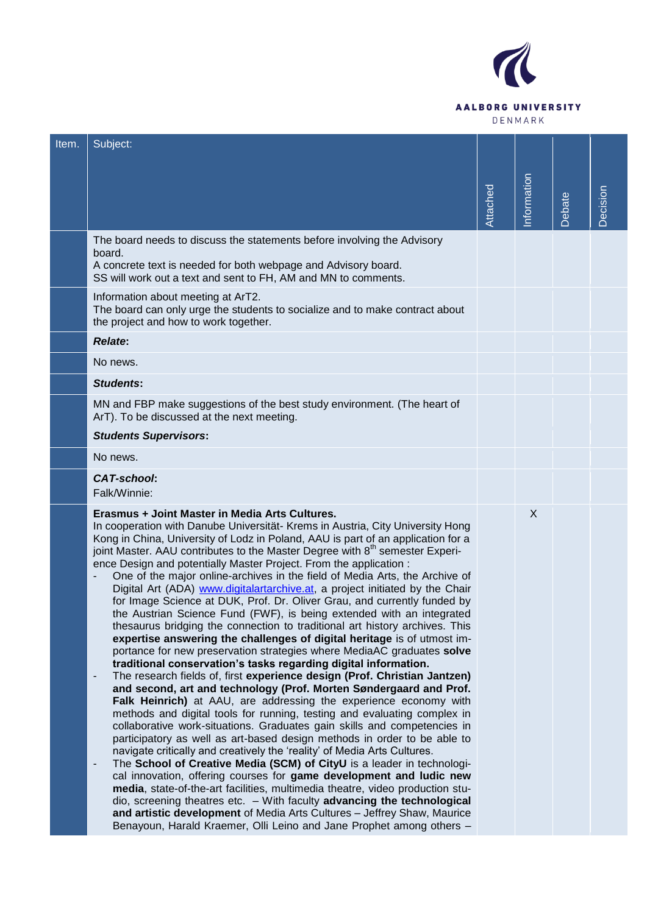| Item. | Subject: | Attached | Information | Debate | Decision |
|---|---|---|---|---|---|
| | The board needs to discuss the statements before involving the Advisory board.<br>A concrete text is needed for both webpage and Advisory board.<br>SS will work out a text and sent to FH, AM and MN to comments. | | | | |
| | Information about meeting at ArT2.<br>The board can only urge the students to socialize and to make contract about the project and how to work together. | | | | |
| | ***Relate*:** | | | | |
| | No news. | | | | |
| | ***Students*:** | | | | |
| | MN and FBP make suggestions of the best study environment. (The heart of ArT). To be discussed at the next meeting.<br>***Students Supervisors*:** | | | | |
| | No news. | | | | |
| | ***CAT-school*:**<br>Falk/Winnie: | | | | |
| | **Erasmus + Joint Master in Media Arts Cultures.**<br>In cooperation with Danube Universität- Krems in Austria, City University Hong Kong in China, University of Lodz in Poland, AAU is part of an application for a joint Master. AAU contributes to the Master Degree with 8th semester Experience Design and potentially Master Project. From the application :<br>- One of the major online-archives in the field of Media Arts, the Archive of Digital Art (ADA) www.digitalartarchive.at, a project initiated by the Chair for Image Science at DUK, Prof. Dr. Oliver Grau, and currently funded by the Austrian Science Fund (FWF), is being extended with an integrated thesaurus bridging the connection to traditional art history archives. This **expertise answering the challenges of digital heritage** is of utmost importance for new preservation strategies where MediaAC graduates **solve traditional conservation's tasks regarding digital information.**<br>- The research fields of, first **experience design (Prof. Christian Jantzen) and second, art and technology (Prof. Morten Søndergaard and Prof. Falk Heinrich)** at AAU, are addressing the experience economy with methods and digital tools for running, testing and evaluating complex in collaborative work-situations. Graduates gain skills and competencies in participatory as well as art-based design methods in order to be able to navigate critically and creatively the 'reality' of Media Arts Cultures.<br>- The **School of Creative Media (SCM) of CityU** is a leader in technological innovation, offering courses for **game development and ludic new media**, state-of-the-art facilities, multimedia theatre, video production studio, screening theatres etc. – With faculty **advancing the technological and artistic development** of Media Arts Cultures – Jeffrey Shaw, Maurice Benayoun, Harald Kraemer, Olli Leino and Jane Prophet among others – | | X | | |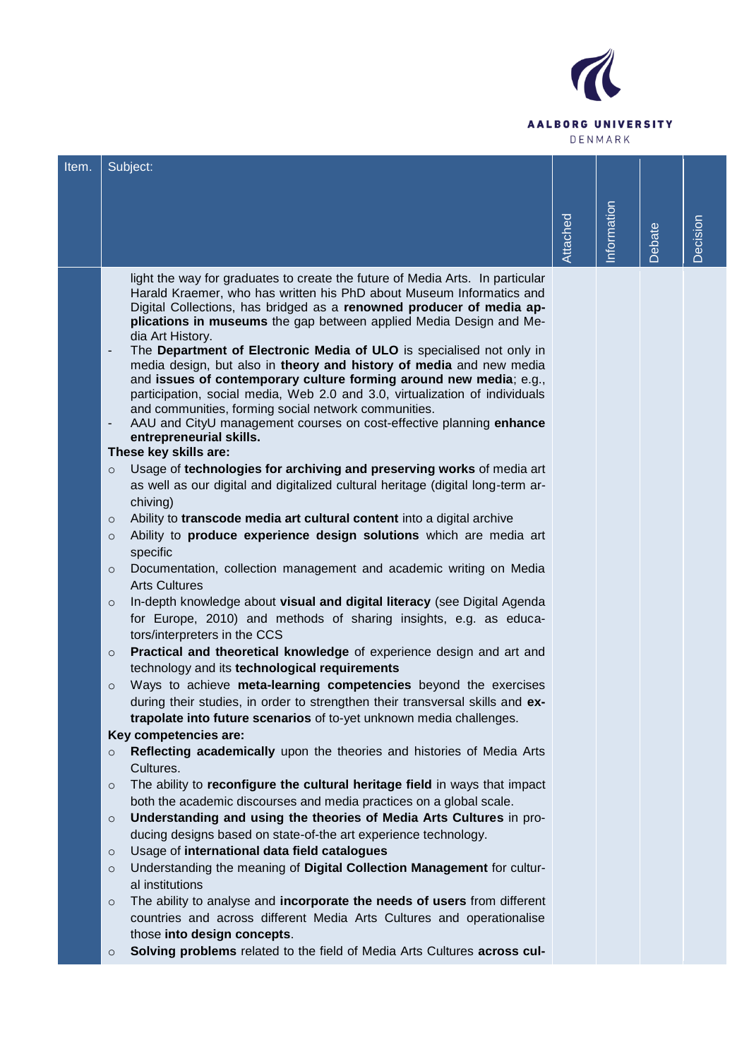| Item. | Subject: | Attached | Information | Debate | Decision |
|---|---|---|---|---|---|
| | light the way for graduates to create the future of Media Arts. In particular Harald Kraemer, who has written his PhD about Museum Informatics and Digital Collections, has bridged as a **renowned producer of media applications in museums** the gap between applied Media Design and Media Art History.<br>- The **Department of Electronic Media of ULO** is specialised not only in media design, but also in **theory and history of media** and new media and **issues of contemporary culture forming around new media**; e.g., participation, social media, Web 2.0 and 3.0, virtualization of individuals and communities, forming social network communities.<br>- AAU and CityU management courses on cost-effective planning **enhance entrepreneurial skills.**<br>**These key skills are:**<br>○ Usage of **technologies for archiving and preserving works** of media art as well as our digital and digitalized cultural heritage (digital long-term archiving)<br>○ Ability to **transcode media art cultural content** into a digital archive<br>○ Ability to **produce experience design solutions** which are media art specific<br>○ Documentation, collection management and academic writing on Media Arts Cultures<br>○ In-depth knowledge about **visual and digital literacy** (see Digital Agenda for Europe, 2010) and methods of sharing insights, e.g. as educators/interpreters in the CCS<br>○ **Practical and theoretical knowledge** of experience design and art and technology and its **technological requirements**<br>○ Ways to achieve **meta-learning competencies** beyond the exercises during their studies, in order to strengthen their transversal skills and **extrapolate into future scenarios** of to-yet unknown media challenges.<br>**Key competencies are:**<br>○ **Reflecting academically** upon the theories and histories of Media Arts Cultures.<br>○ The ability to **reconfigure the cultural heritage field** in ways that impact both the academic discourses and media practices on a global scale.<br>○ **Understanding and using the theories of Media Arts Cultures** in producing designs based on state-of-the art experience technology.<br>○ Usage of **international data field catalogues**<br>○ Understanding the meaning of **Digital Collection Management** for cultural institutions<br>○ The ability to analyse and **incorporate the needs of users** from different countries and across different Media Arts Cultures and operationalise those **into design concepts**.<br>○ **Solving problems** related to the field of Media Arts Cultures **across cul-** | | | | |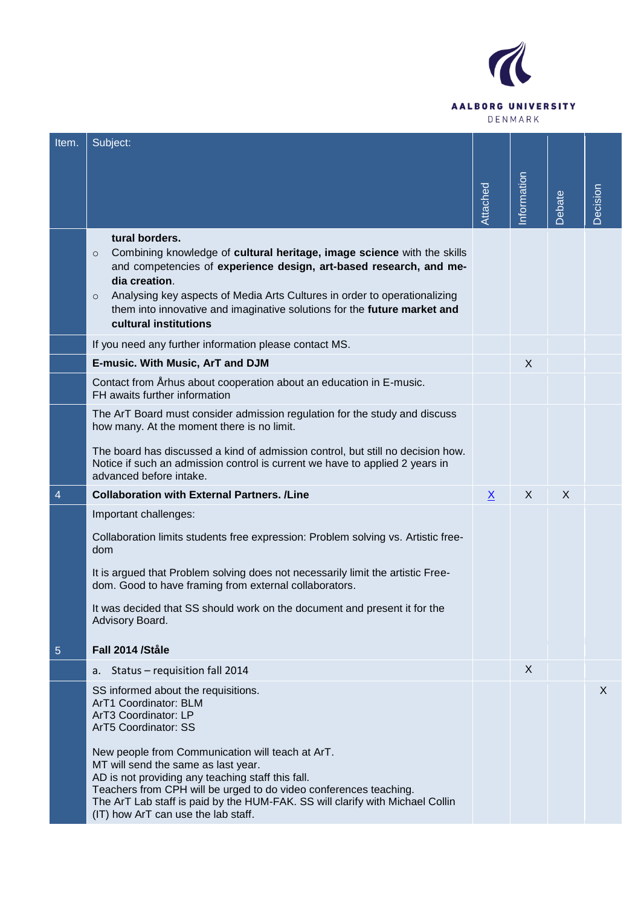| Item. | Subject: | Attached | Information | Debate | Decision |
|---|---|---|---|---|---|
| | **tural borders.**<br>○ Combining knowledge of **cultural heritage, image science** with the skills and competencies of **experience design, art-based research, and media creation**.<br>○ Analysing key aspects of Media Arts Cultures in order to operationalizing them into innovative and imaginative solutions for the **future market and cultural institutions** | | | | |
| | If you need any further information please contact MS. | | | | |
| | **E-music. With Music, ArT and DJM** | | X | | |
| | Contact from Århus about cooperation about an education in E-music.<br>FH awaits further information | | | | |
| | The ArT Board must consider admission regulation for the study and discuss how many. At the moment there is no limit.<br><br>The board has discussed a kind of admission control, but still no decision how. Notice if such an admission control is current we have to applied 2 years in advanced before intake. | | | | |
| 4 | **Collaboration with External Partners. /Line** | X | X | X | |
| | Important challenges:<br><br>Collaboration limits students free expression: Problem solving vs. Artistic freedom<br><br>It is argued that Problem solving does not necessarily limit the artistic Freedom. Good to have framing from external collaborators.<br><br>It was decided that SS should work on the document and present it for the Advisory Board. | | | | |
| 5 | **Fall 2014 /Ståle** | | | | |
| | a. Status – requisition fall 2014 | | X | | |
| | SS informed about the requisitions.<br>ArT1 Coordinator: BLM<br>ArT3 Coordinator: LP<br>ArT5 Coordinator: SS<br><br>New people from Communication will teach at ArT.<br>MT will send the same as last year.<br>AD is not providing any teaching staff this fall.<br>Teachers from CPH will be urged to do video conferences teaching.<br>The ArT Lab staff is paid by the HUM-FAK. SS will clarify with Michael Collin (IT) how ArT can use the lab staff. | | | | X |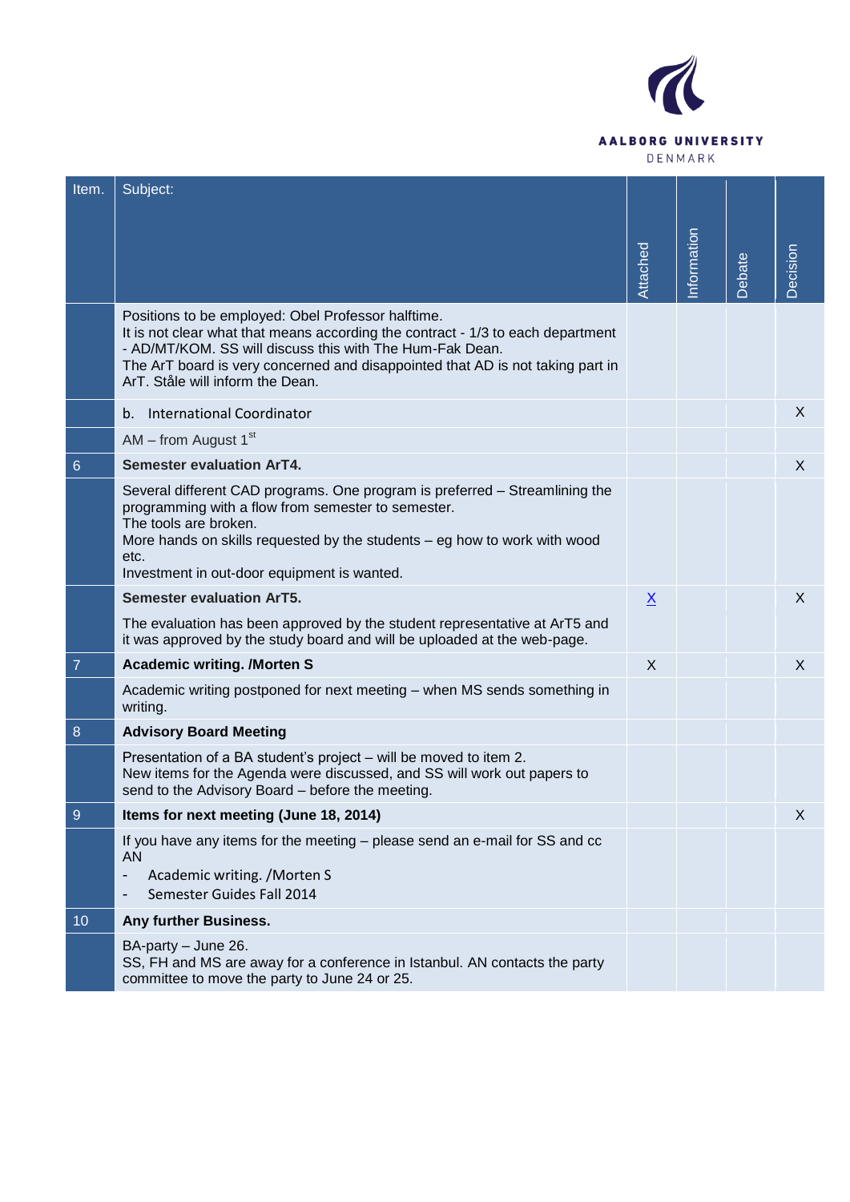AALBORG UNIVERSITY
DENMARK

| Item. | Subject: | Attached | Information | Debate | Decision |
|---|---|---|---|---|---|
| | Positions to be employed: Obel Professor halftime.<br>It is not clear what that means according the contract - 1/3 to each department - AD/MT/KOM. SS will discuss this with The Hum-Fak Dean.<br>The ArT board is very concerned and disappointed that AD is not taking part in ArT. Ståle will inform the Dean. | | | | |
| | b. International Coordinator | | | | X |
| | AM – from August 1st | | | | |
| 6 | **Semester evaluation ArT4.** | | | | X |
| | Several different CAD programs. One program is preferred – Streamlining the programming with a flow from semester to semester.<br>The tools are broken.<br>More hands on skills requested by the students – eg how to work with wood etc.<br>Investment in out-door equipment is wanted. | | | | |
| | **Semester evaluation ArT5.**<br><br>The evaluation has been approved by the student representative at ArT5 and it was approved by the study board and will be uploaded at the web-page. | X | | | X |
| 7 | **Academic writing. /Morten S** | X | | | X |
| | Academic writing postponed for next meeting – when MS sends something in writing. | | | | |
| 8 | **Advisory Board Meeting** | | | | |
| | Presentation of a BA student's project – will be moved to item 2.<br>New items for the Agenda were discussed, and SS will work out papers to send to the Advisory Board – before the meeting. | | | | |
| 9 | **Items for next meeting (June 18, 2014)** | | | | X |
| | If you have any items for the meeting – please send an e-mail for SS and cc AN<br>- Academic writing. /Morten S<br>- Semester Guides Fall 2014 | | | | |
| 10 | **Any further Business.** | | | | |
| | BA-party – June 26.<br>SS, FH and MS are away for a conference in Istanbul. AN contacts the party committee to move the party to June 24 or 25. | | | | |